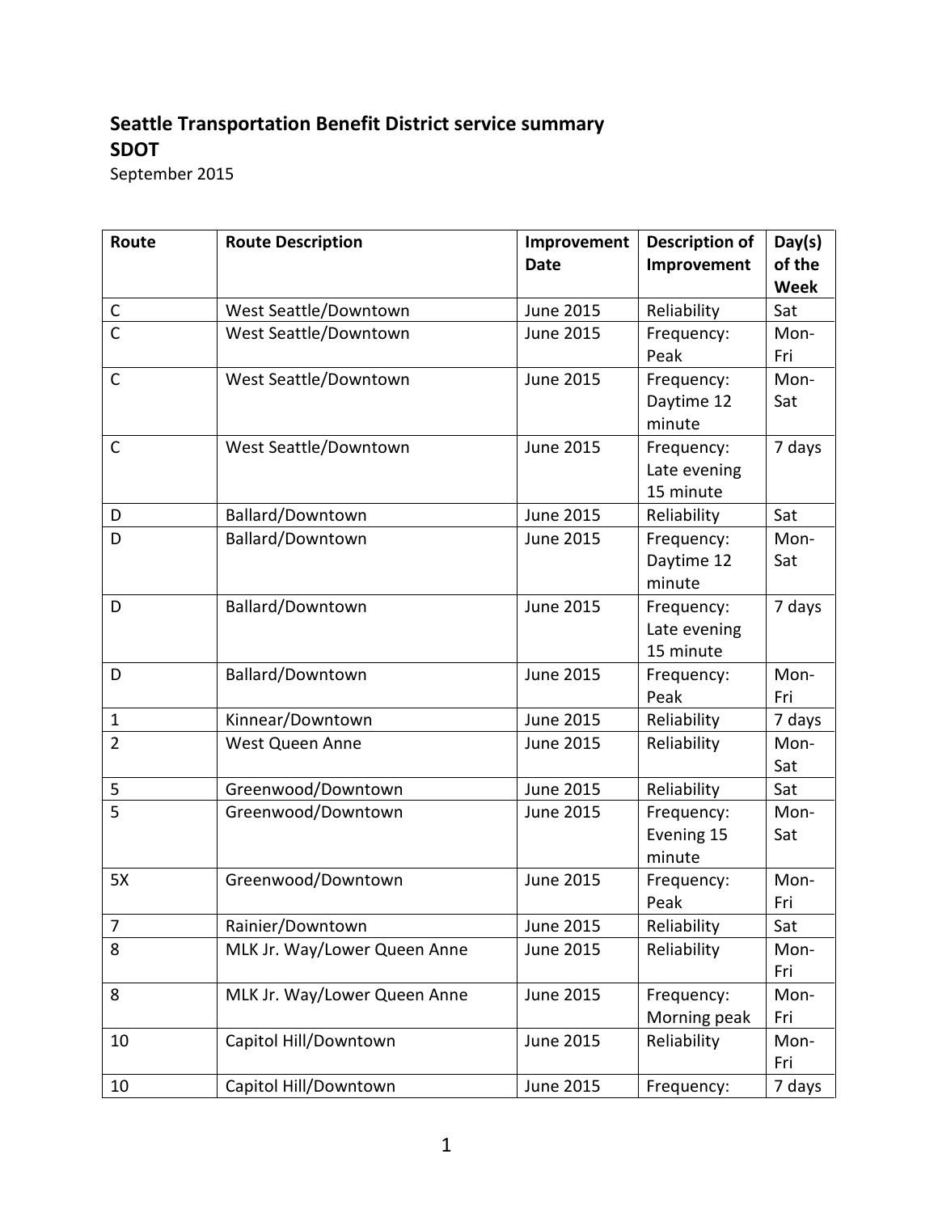**Seattle Transportation Benefit District service summary**
**SDOT**
September 2015

| Route | Route Description | Improvement Date | Description of Improvement | Day(s) of the Week |
|---|---|---|---|---|
| C | West Seattle/Downtown | June 2015 | Reliability | Sat |
| C | West Seattle/Downtown | June 2015 | Frequency: Peak | Mon-Fri |
| C | West Seattle/Downtown | June 2015 | Frequency: Daytime 12 minute | Mon-Sat |
| C | West Seattle/Downtown | June 2015 | Frequency: Late evening 15 minute | 7 days |
| D | Ballard/Downtown | June 2015 | Reliability | Sat |
| D | Ballard/Downtown | June 2015 | Frequency: Daytime 12 minute | Mon-Sat |
| D | Ballard/Downtown | June 2015 | Frequency: Late evening 15 minute | 7 days |
| D | Ballard/Downtown | June 2015 | Frequency: Peak | Mon-Fri |
| 1 | Kinnear/Downtown | June 2015 | Reliability | 7 days |
| 2 | West Queen Anne | June 2015 | Reliability | Mon-Sat |
| 5 | Greenwood/Downtown | June 2015 | Reliability | Sat |
| 5 | Greenwood/Downtown | June 2015 | Frequency: Evening 15 minute | Mon-Sat |
| 5X | Greenwood/Downtown | June 2015 | Frequency: Peak | Mon-Fri |
| 7 | Rainier/Downtown | June 2015 | Reliability | Sat |
| 8 | MLK Jr. Way/Lower Queen Anne | June 2015 | Reliability | Mon-Fri |
| 8 | MLK Jr. Way/Lower Queen Anne | June 2015 | Frequency: Morning peak | Mon-Fri |
| 10 | Capitol Hill/Downtown | June 2015 | Reliability | Mon-Fri |
| 10 | Capitol Hill/Downtown | June 2015 | Frequency: | 7 days |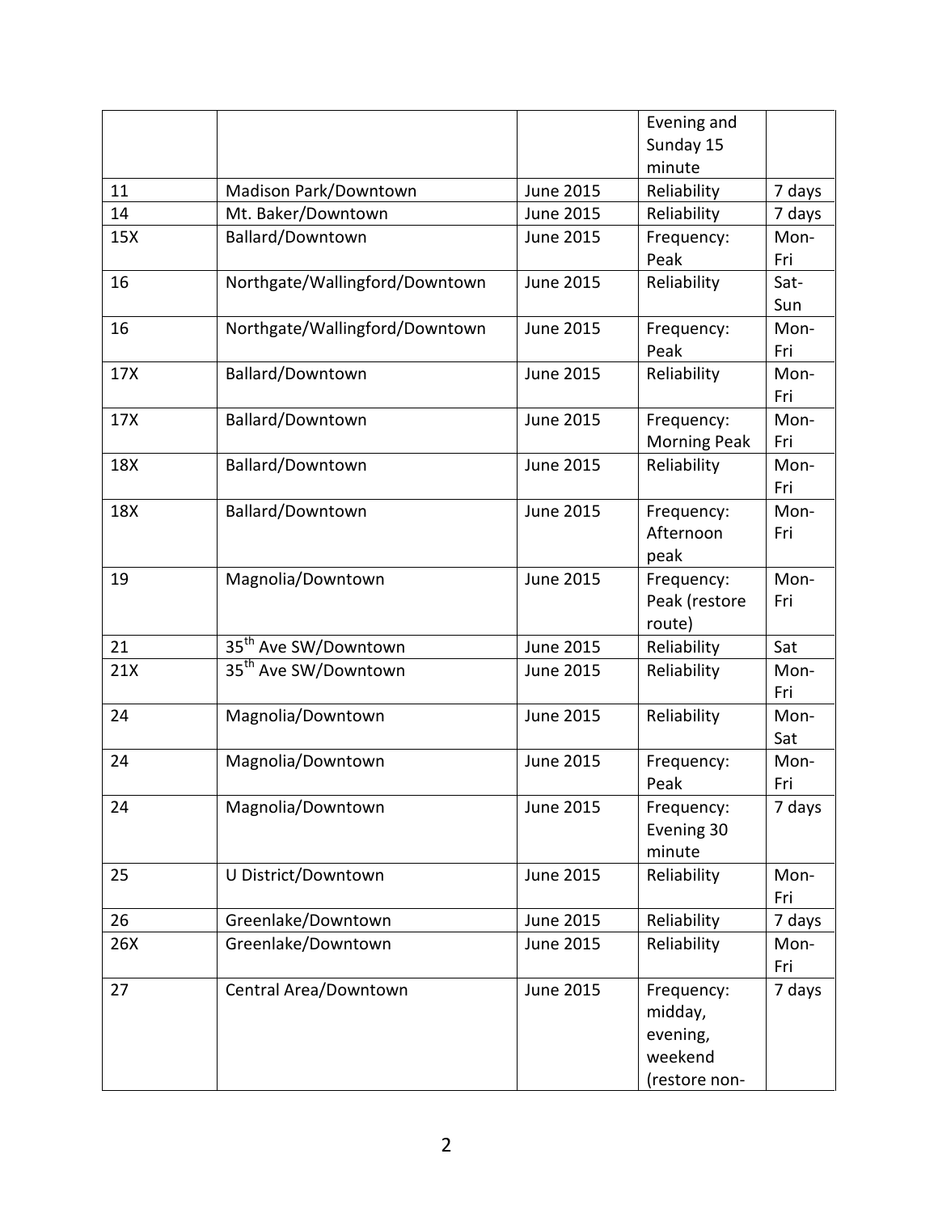| | | | | |
|---|---|---|---|---|
| | | | Evening and Sunday 15 minute | |
| 11 | Madison Park/Downtown | June 2015 | Reliability | 7 days |
| 14 | Mt. Baker/Downtown | June 2015 | Reliability | 7 days |
| 15X | Ballard/Downtown | June 2015 | Frequency: Peak | Mon-Fri |
| 16 | Northgate/Wallingford/Downtown | June 2015 | Reliability | Sat-Sun |
| 16 | Northgate/Wallingford/Downtown | June 2015 | Frequency: Peak | Mon-Fri |
| 17X | Ballard/Downtown | June 2015 | Reliability | Mon-Fri |
| 17X | Ballard/Downtown | June 2015 | Frequency: Morning Peak | Mon-Fri |
| 18X | Ballard/Downtown | June 2015 | Reliability | Mon-Fri |
| 18X | Ballard/Downtown | June 2015 | Frequency: Afternoon peak | Mon-Fri |
| 19 | Magnolia/Downtown | June 2015 | Frequency: Peak (restore route) | Mon-Fri |
| 21 | 35th Ave SW/Downtown | June 2015 | Reliability | Sat |
| 21X | 35th Ave SW/Downtown | June 2015 | Reliability | Mon-Fri |
| 24 | Magnolia/Downtown | June 2015 | Reliability | Mon-Sat |
| 24 | Magnolia/Downtown | June 2015 | Frequency: Peak | Mon-Fri |
| 24 | Magnolia/Downtown | June 2015 | Frequency: Evening 30 minute | 7 days |
| 25 | U District/Downtown | June 2015 | Reliability | Mon-Fri |
| 26 | Greenlake/Downtown | June 2015 | Reliability | 7 days |
| 26X | Greenlake/Downtown | June 2015 | Reliability | Mon-Fri |
| 27 | Central Area/Downtown | June 2015 | Frequency: midday, evening, weekend (restore non- | 7 days |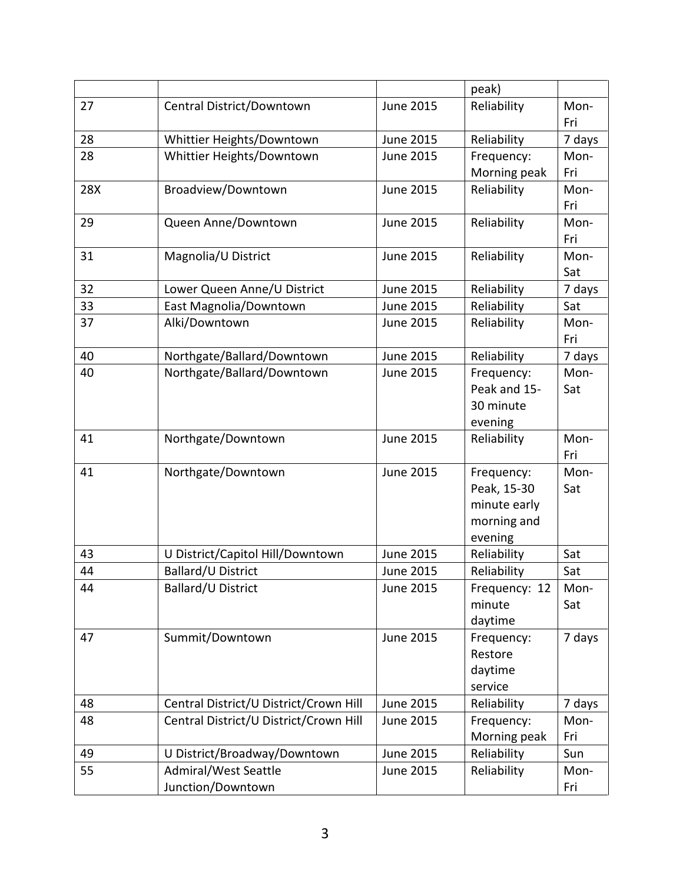|  |  |  | peak) |  |
| --- | --- | --- | --- | --- |
| 27 | Central District/Downtown | June 2015 | Reliability | Mon-Fri |
| 28 | Whittier Heights/Downtown | June 2015 | Reliability | 7 days |
| 28 | Whittier Heights/Downtown | June 2015 | Frequency: Morning peak | Mon-Fri |
| 28X | Broadview/Downtown | June 2015 | Reliability | Mon-Fri |
| 29 | Queen Anne/Downtown | June 2015 | Reliability | Mon-Fri |
| 31 | Magnolia/U District | June 2015 | Reliability | Mon-Sat |
| 32 | Lower Queen Anne/U District | June 2015 | Reliability | 7 days |
| 33 | East Magnolia/Downtown | June 2015 | Reliability | Sat |
| 37 | Alki/Downtown | June 2015 | Reliability | Mon-Fri |
| 40 | Northgate/Ballard/Downtown | June 2015 | Reliability | 7 days |
| 40 | Northgate/Ballard/Downtown | June 2015 | Frequency: Peak and 15-30 minute evening | Mon-Sat |
| 41 | Northgate/Downtown | June 2015 | Reliability | Mon-Fri |
| 41 | Northgate/Downtown | June 2015 | Frequency: Peak, 15-30 minute early morning and evening | Mon-Sat |
| 43 | U District/Capitol Hill/Downtown | June 2015 | Reliability | Sat |
| 44 | Ballard/U District | June 2015 | Reliability | Sat |
| 44 | Ballard/U District | June 2015 | Frequency: 12 minute daytime | Mon-Sat |
| 47 | Summit/Downtown | June 2015 | Frequency: Restore daytime service | 7 days |
| 48 | Central District/U District/Crown Hill | June 2015 | Reliability | 7 days |
| 48 | Central District/U District/Crown Hill | June 2015 | Frequency: Morning peak | Mon-Fri |
| 49 | U District/Broadway/Downtown | June 2015 | Reliability | Sun |
| 55 | Admiral/West Seattle Junction/Downtown | June 2015 | Reliability | Mon-Fri |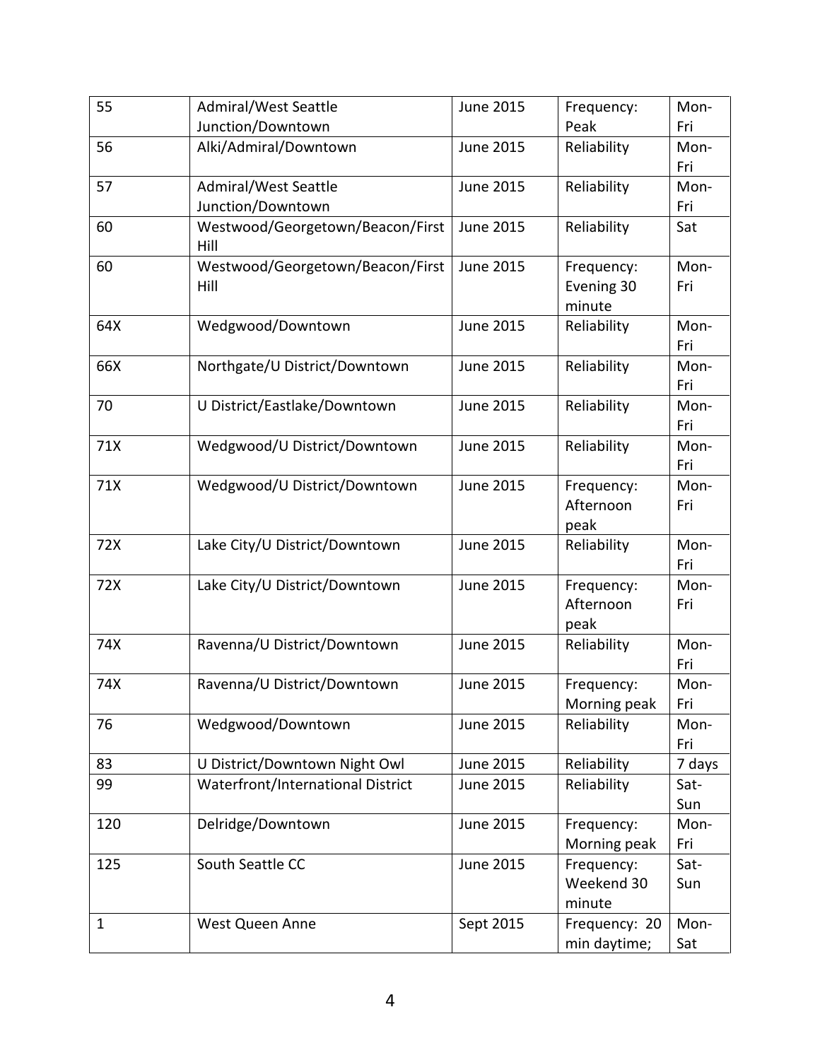| | | | | |
|---|---|---|---|---|
| 55 | Admiral/West Seattle Junction/Downtown | June 2015 | Frequency: Peak | Mon-Fri |
| 56 | Alki/Admiral/Downtown | June 2015 | Reliability | Mon-Fri |
| 57 | Admiral/West Seattle Junction/Downtown | June 2015 | Reliability | Mon-Fri |
| 60 | Westwood/Georgetown/Beacon/First Hill | June 2015 | Reliability | Sat |
| 60 | Westwood/Georgetown/Beacon/First Hill | June 2015 | Frequency: Evening 30 minute | Mon-Fri |
| 64X | Wedgwood/Downtown | June 2015 | Reliability | Mon-Fri |
| 66X | Northgate/U District/Downtown | June 2015 | Reliability | Mon-Fri |
| 70 | U District/Eastlake/Downtown | June 2015 | Reliability | Mon-Fri |
| 71X | Wedgwood/U District/Downtown | June 2015 | Reliability | Mon-Fri |
| 71X | Wedgwood/U District/Downtown | June 2015 | Frequency: Afternoon peak | Mon-Fri |
| 72X | Lake City/U District/Downtown | June 2015 | Reliability | Mon-Fri |
| 72X | Lake City/U District/Downtown | June 2015 | Frequency: Afternoon peak | Mon-Fri |
| 74X | Ravenna/U District/Downtown | June 2015 | Reliability | Mon-Fri |
| 74X | Ravenna/U District/Downtown | June 2015 | Frequency: Morning peak | Mon-Fri |
| 76 | Wedgwood/Downtown | June 2015 | Reliability | Mon-Fri |
| 83 | U District/Downtown Night Owl | June 2015 | Reliability | 7 days |
| 99 | Waterfront/International District | June 2015 | Reliability | Sat-Sun |
| 120 | Delridge/Downtown | June 2015 | Frequency: Morning peak | Mon-Fri |
| 125 | South Seattle CC | June 2015 | Frequency: Weekend 30 minute | Sat-Sun |
| 1 | West Queen Anne | Sept 2015 | Frequency: 20 min daytime; | Mon-Sat |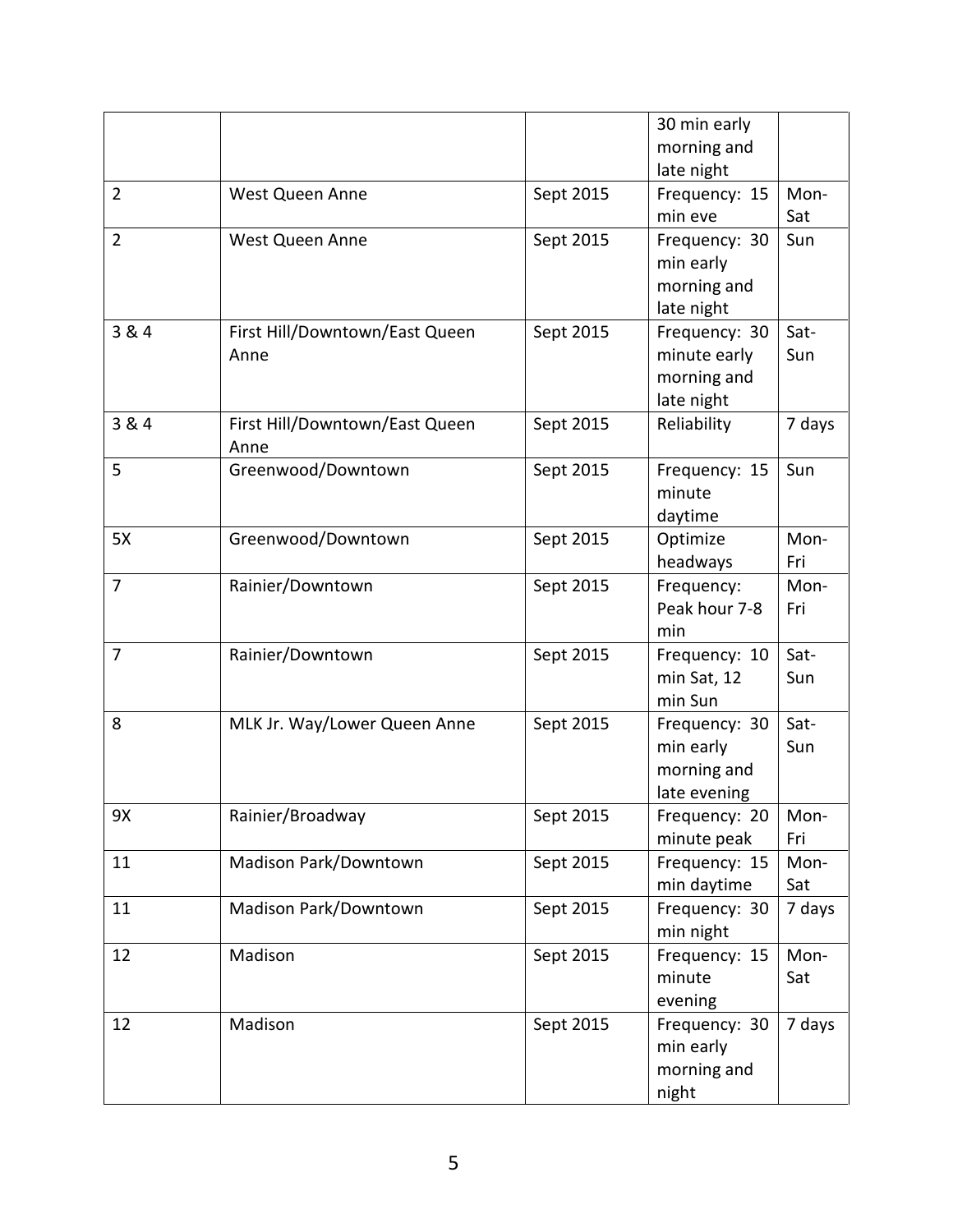| | | | 30 min early morning and late night | |
|---|---|---|---|---|
| 2 | West Queen Anne | Sept 2015 | Frequency: 15 min eve | Mon-Sat |
| 2 | West Queen Anne | Sept 2015 | Frequency: 30 min early morning and late night | Sun |
| 3 & 4 | First Hill/Downtown/East Queen Anne | Sept 2015 | Frequency: 30 minute early morning and late night | Sat-Sun |
| 3 & 4 | First Hill/Downtown/East Queen Anne | Sept 2015 | Reliability | 7 days |
| 5 | Greenwood/Downtown | Sept 2015 | Frequency: 15 minute daytime | Sun |
| 5X | Greenwood/Downtown | Sept 2015 | Optimize headways | Mon-Fri |
| 7 | Rainier/Downtown | Sept 2015 | Frequency: Peak hour 7-8 min | Mon-Fri |
| 7 | Rainier/Downtown | Sept 2015 | Frequency: 10 min Sat, 12 min Sun | Sat-Sun |
| 8 | MLK Jr. Way/Lower Queen Anne | Sept 2015 | Frequency: 30 min early morning and late evening | Sat-Sun |
| 9X | Rainier/Broadway | Sept 2015 | Frequency: 20 minute peak | Mon-Fri |
| 11 | Madison Park/Downtown | Sept 2015 | Frequency: 15 min daytime | Mon-Sat |
| 11 | Madison Park/Downtown | Sept 2015 | Frequency: 30 min night | 7 days |
| 12 | Madison | Sept 2015 | Frequency: 15 minute evening | Mon-Sat |
| 12 | Madison | Sept 2015 | Frequency: 30 min early morning and night | 7 days |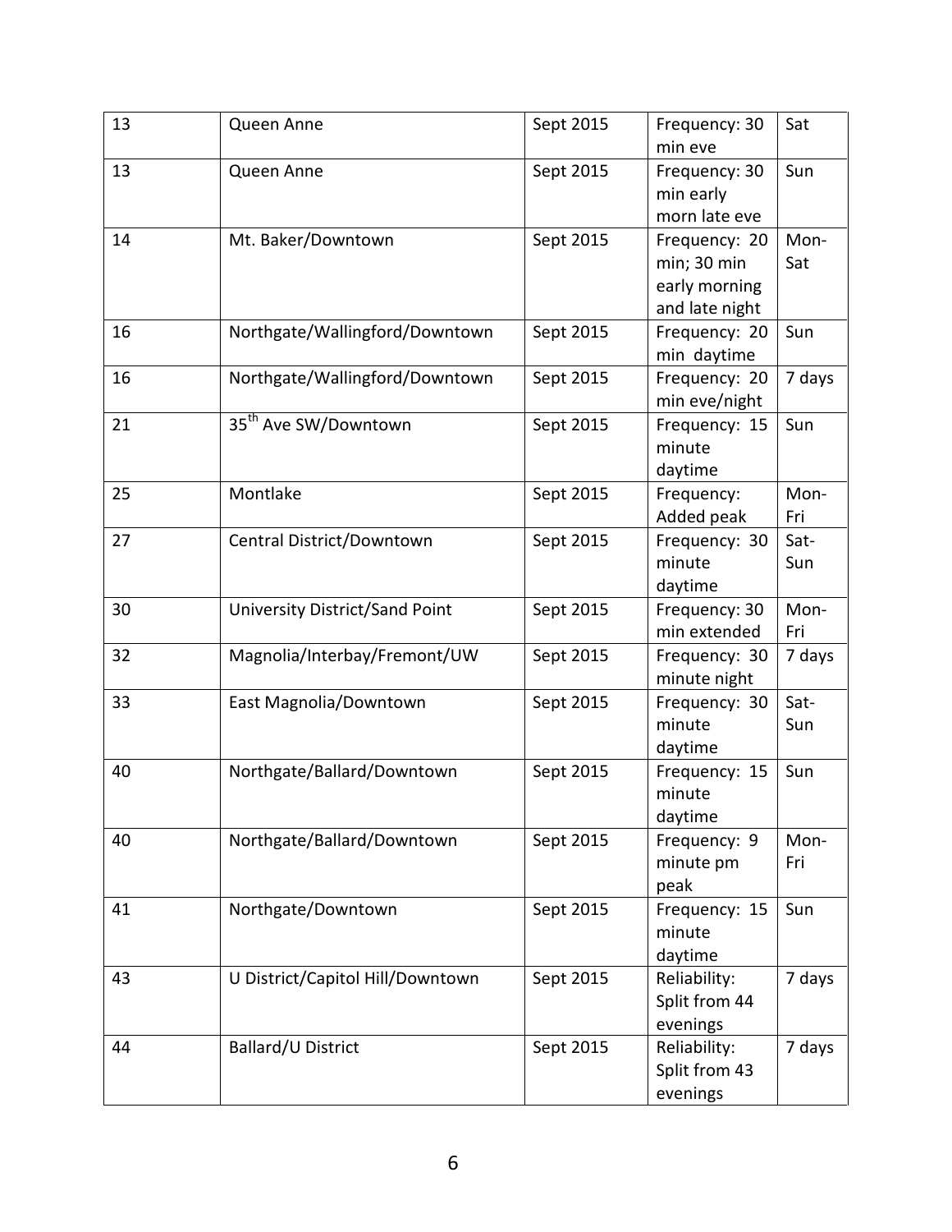| 13 | Queen Anne | Sept 2015 | Frequency: 30 min eve | Sat |
|---|---|---|---|---|
| 13 | Queen Anne | Sept 2015 | Frequency: 30 min early morn late eve | Sun |
| 14 | Mt. Baker/Downtown | Sept 2015 | Frequency: 20 min; 30 min early morning and late night | Mon-Sat |
| 16 | Northgate/Wallingford/Downtown | Sept 2015 | Frequency: 20 min daytime | Sun |
| 16 | Northgate/Wallingford/Downtown | Sept 2015 | Frequency: 20 min eve/night | 7 days |
| 21 | 35th Ave SW/Downtown | Sept 2015 | Frequency: 15 minute daytime | Sun |
| 25 | Montlake | Sept 2015 | Frequency: Added peak | Mon-Fri |
| 27 | Central District/Downtown | Sept 2015 | Frequency: 30 minute daytime | Sat-Sun |
| 30 | University District/Sand Point | Sept 2015 | Frequency: 30 min extended | Mon-Fri |
| 32 | Magnolia/Interbay/Fremont/UW | Sept 2015 | Frequency: 30 minute night | 7 days |
| 33 | East Magnolia/Downtown | Sept 2015 | Frequency: 30 minute daytime | Sat-Sun |
| 40 | Northgate/Ballard/Downtown | Sept 2015 | Frequency: 15 minute daytime | Sun |
| 40 | Northgate/Ballard/Downtown | Sept 2015 | Frequency: 9 minute pm peak | Mon-Fri |
| 41 | Northgate/Downtown | Sept 2015 | Frequency: 15 minute daytime | Sun |
| 43 | U District/Capitol Hill/Downtown | Sept 2015 | Reliability: Split from 44 evenings | 7 days |
| 44 | Ballard/U District | Sept 2015 | Reliability: Split from 43 evenings | 7 days |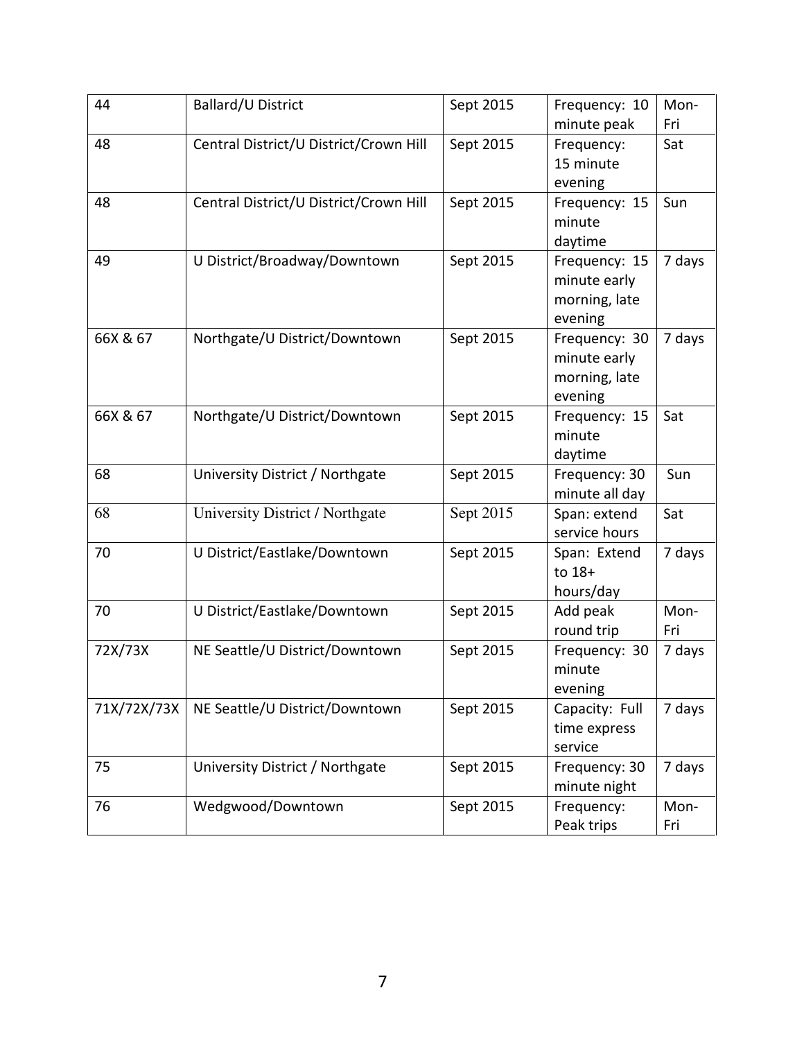| | | | | |
|---|---|---|---|---|
| 44 | Ballard/U District | Sept 2015 | Frequency: 10 minute peak | Mon-Fri |
| 48 | Central District/U District/Crown Hill | Sept 2015 | Frequency: 15 minute evening | Sat |
| 48 | Central District/U District/Crown Hill | Sept 2015 | Frequency: 15 minute daytime | Sun |
| 49 | U District/Broadway/Downtown | Sept 2015 | Frequency: 15 minute early morning, late evening | 7 days |
| 66X & 67 | Northgate/U District/Downtown | Sept 2015 | Frequency: 30 minute early morning, late evening | 7 days |
| 66X & 67 | Northgate/U District/Downtown | Sept 2015 | Frequency: 15 minute daytime | Sat |
| 68 | University District / Northgate | Sept 2015 | Frequency: 30 minute all day | Sun |
| 68 | University District / Northgate | Sept 2015 | Span: extend service hours | Sat |
| 70 | U District/Eastlake/Downtown | Sept 2015 | Span: Extend to 18+ hours/day | 7 days |
| 70 | U District/Eastlake/Downtown | Sept 2015 | Add peak round trip | Mon-Fri |
| 72X/73X | NE Seattle/U District/Downtown | Sept 2015 | Frequency: 30 minute evening | 7 days |
| 71X/72X/73X | NE Seattle/U District/Downtown | Sept 2015 | Capacity: Full time express service | 7 days |
| 75 | University District / Northgate | Sept 2015 | Frequency: 30 minute night | 7 days |
| 76 | Wedgwood/Downtown | Sept 2015 | Frequency: Peak trips | Mon-Fri |